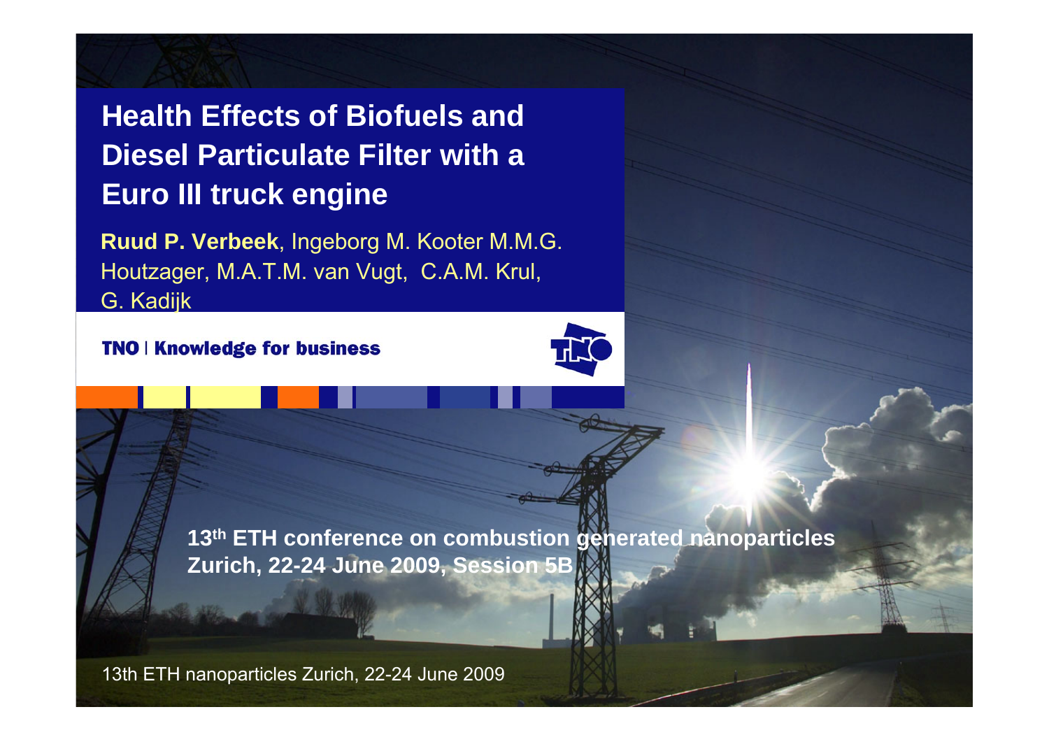# Health Effects of Biofuels and Diesel Particulate Filter with a Euro III truck engine

**Ruud P. Verbeek**, Ingeborg M. Kooter M.M.G. Houtzager, M.A.T.M. van Vugt, C.A.M. Krul, G. Kadijk

TNO | Knowledge for business

**13th ETH conference on combustion generated nanoparticles**
**Zurich, 22-24 June 2009, Session 5B**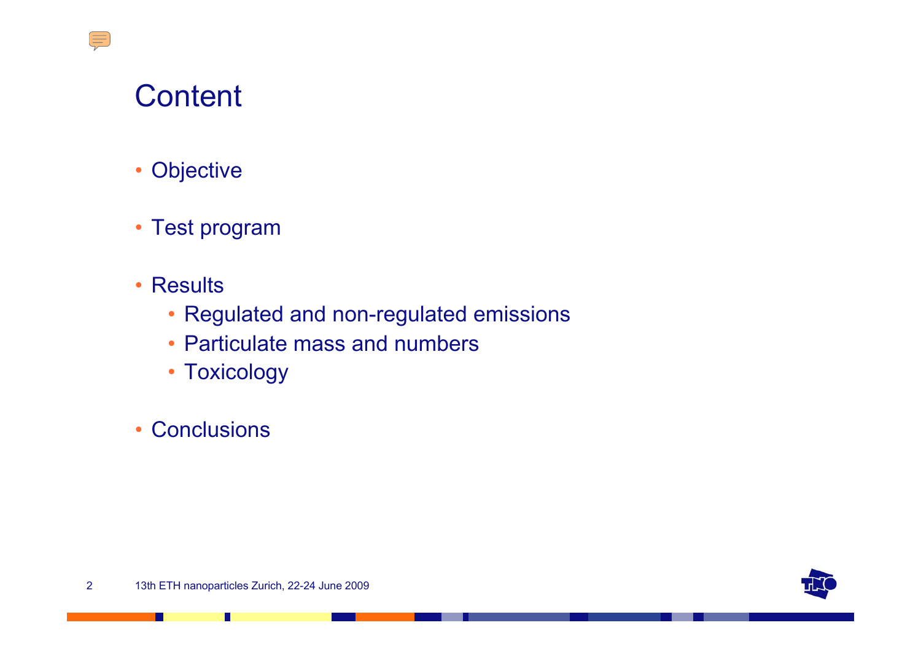# Content

- Objective
- Test program
- Results
  - Regulated and non-regulated emissions
  - Particulate mass and numbers
  - Toxicology
- Conclusions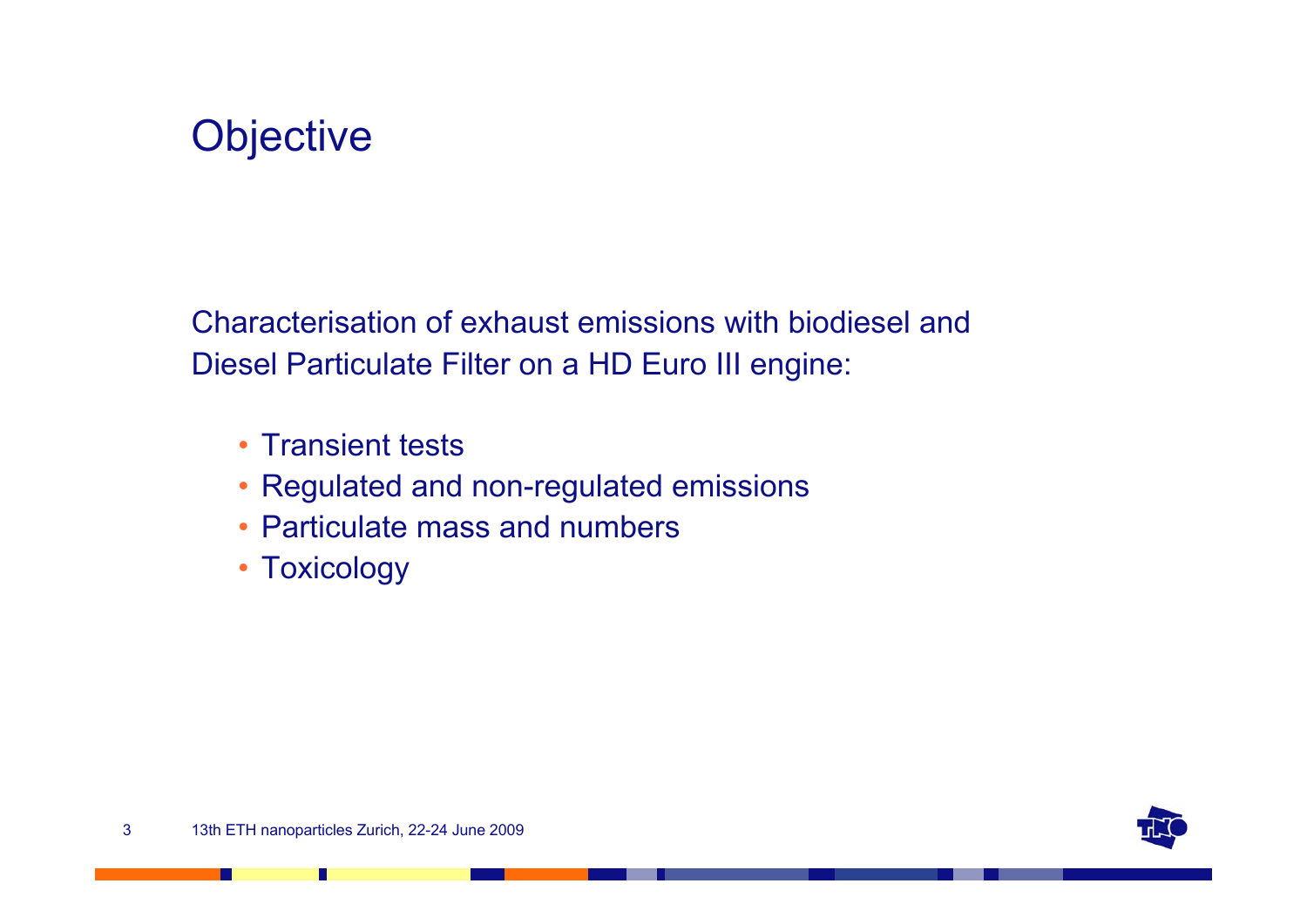# Objective

Characterisation of exhaust emissions with biodiesel and Diesel Particulate Filter on a HD Euro III engine:

- Transient tests
- Regulated and non-regulated emissions
- Particulate mass and numbers
- Toxicology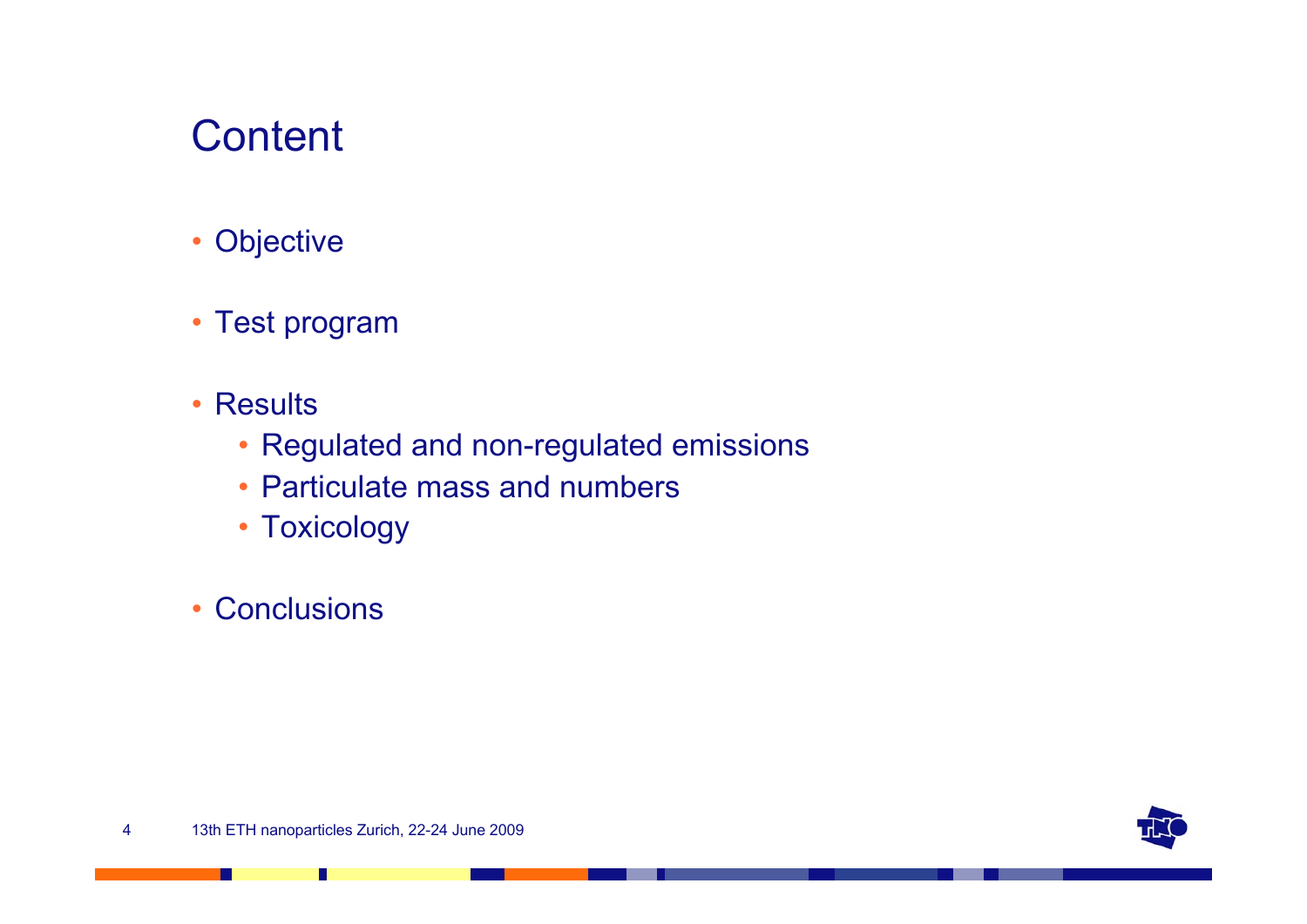# Content

- Objective
- Test program
- Results
  - Regulated and non-regulated emissions
  - Particulate mass and numbers
  - Toxicology
- Conclusions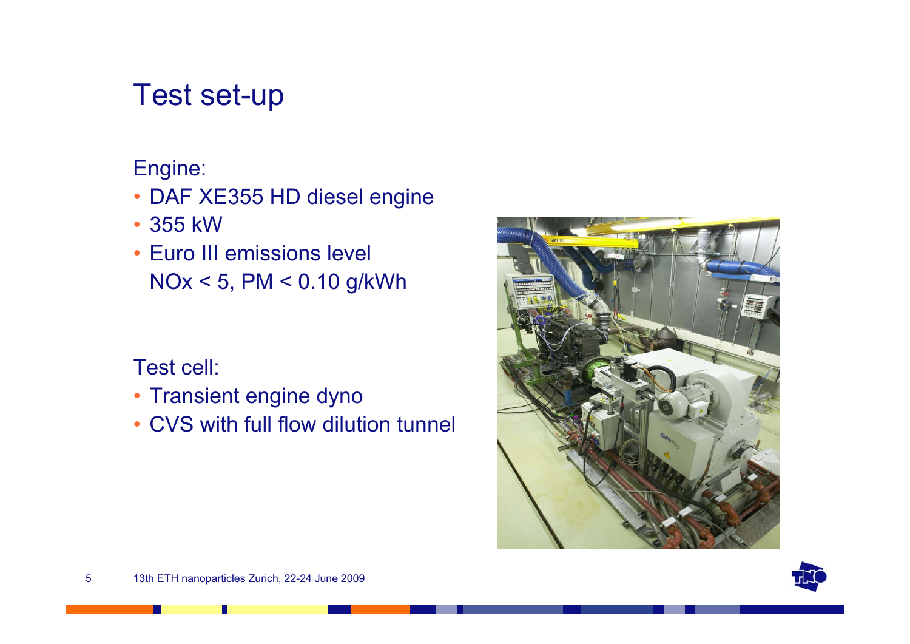# Test set-up

Engine:

- DAF XE355 HD diesel engine
- 355 kW
- Euro III emissions level
  NOx < 5, PM < 0.10 g/kWh

Test cell:

- Transient engine dyno
- CVS with full flow dilution tunnel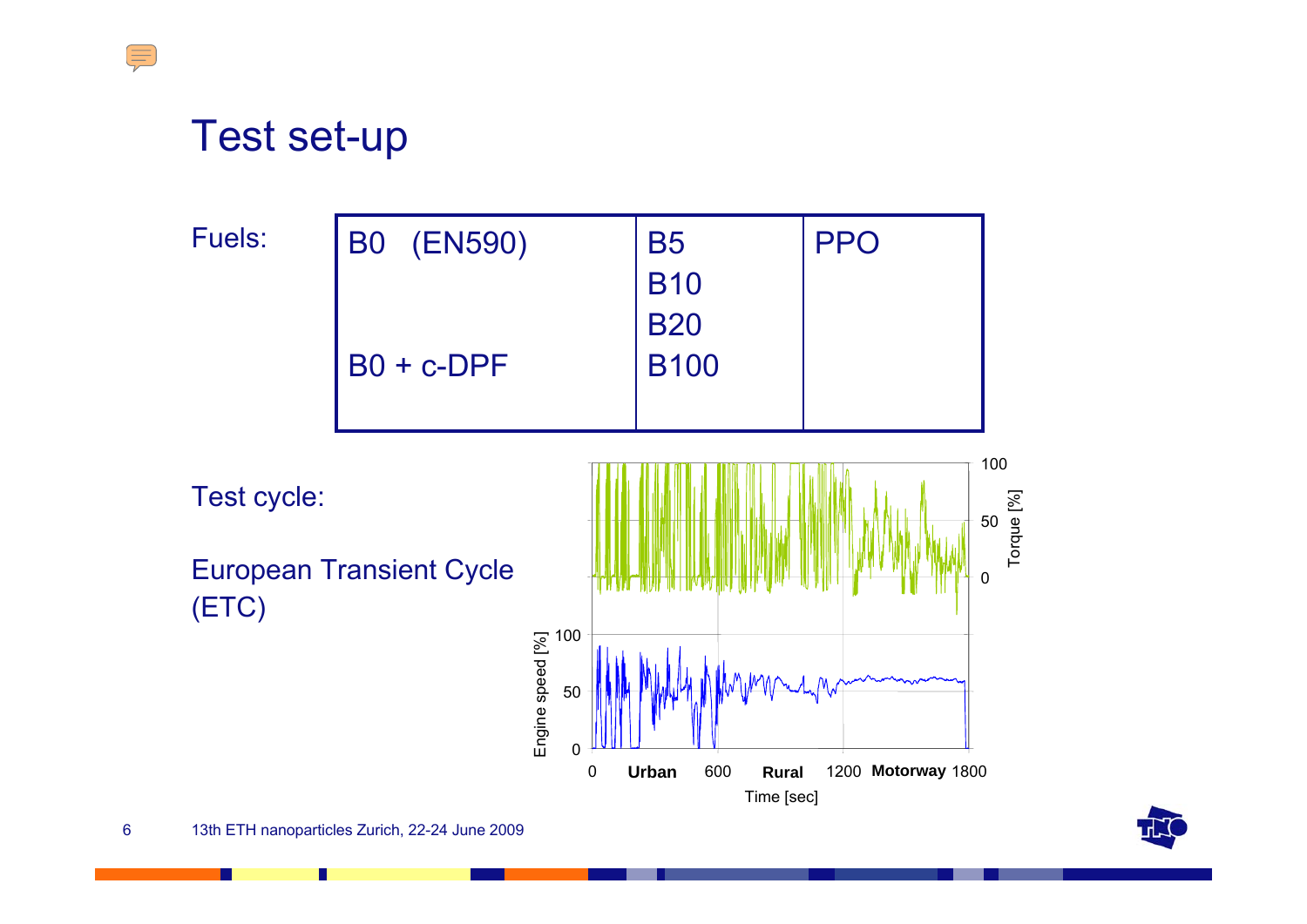# Test set-up

Fuels:

| B0 (EN590) | B5 | PPO |
|---|---|---|
| | B10 | |
| | B20 | |
| B0 + c-DPF | B100 | |

Test cycle:

European Transient Cycle (ETC)

Torque [%]: 100, 50, 0

Engine speed [%]: 100, 50, 0

0 **Urban** 600 **Rural** 1200 **Motorway** 1800

Time [sec]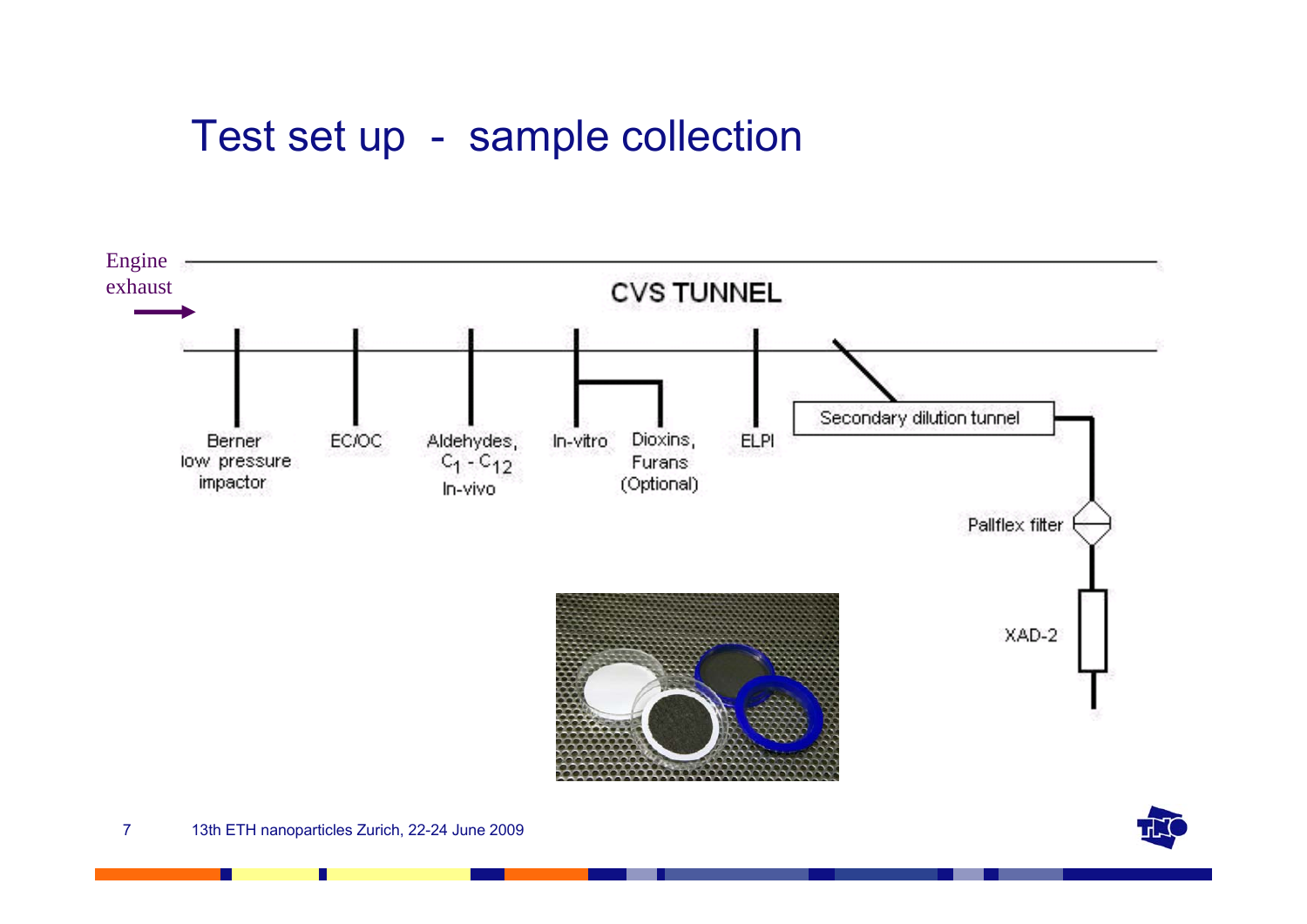# Test set up - sample collection

Engine exhaust

CVS TUNNEL

- Berner low pressure impactor
- EC/OC
- Aldehydes, $C_1$ - $C_{12}$ In-vivo
- In-vitro
- Dioxins, Furans (Optional)
- ELPI
- Secondary dilution tunnel
- Pallflex filter
- XAD-2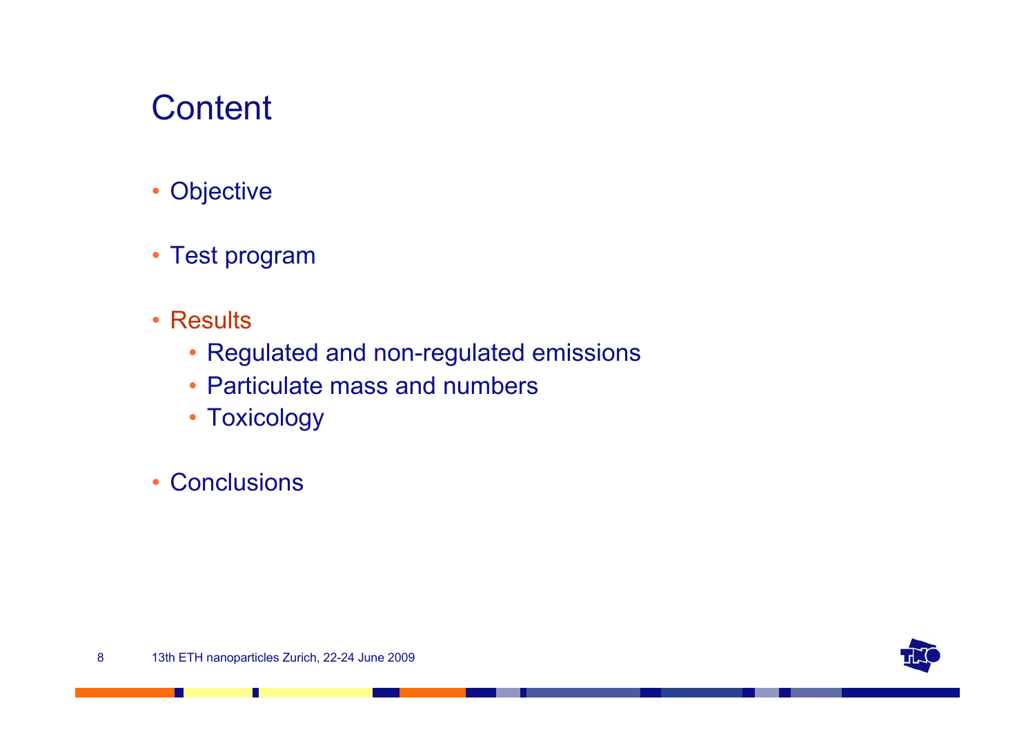# Content

- Objective
- Test program
- Results
  - Regulated and non-regulated emissions
  - Particulate mass and numbers
  - Toxicology
- Conclusions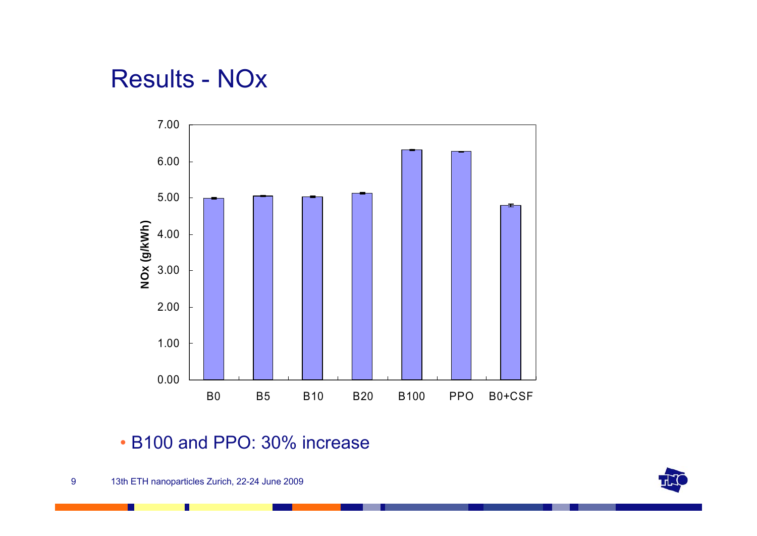# Results - NOx

- B100 and PPO: 30% increase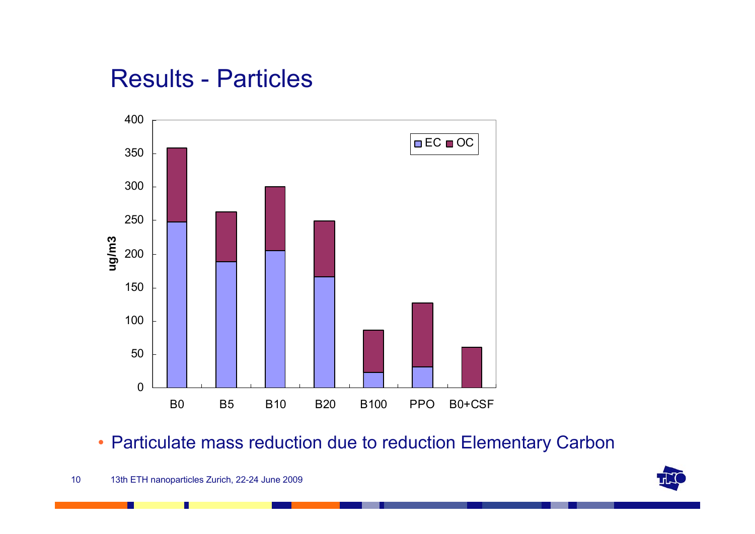# Results - Particles

- Particulate mass reduction due to reduction Elementary Carbon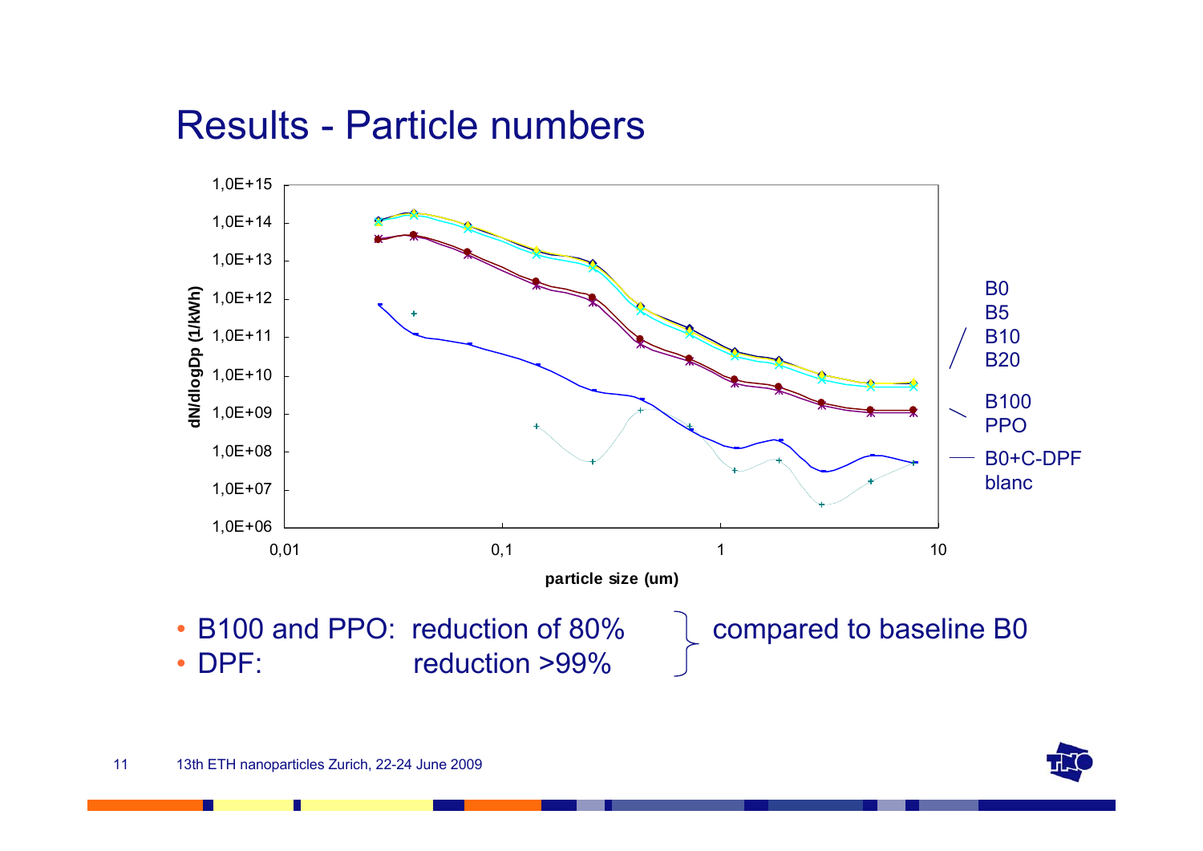# Results - Particle numbers

- B100 and PPO: reduction of 80% } compared to baseline B0
- DPF: reduction >99% } compared to baseline B0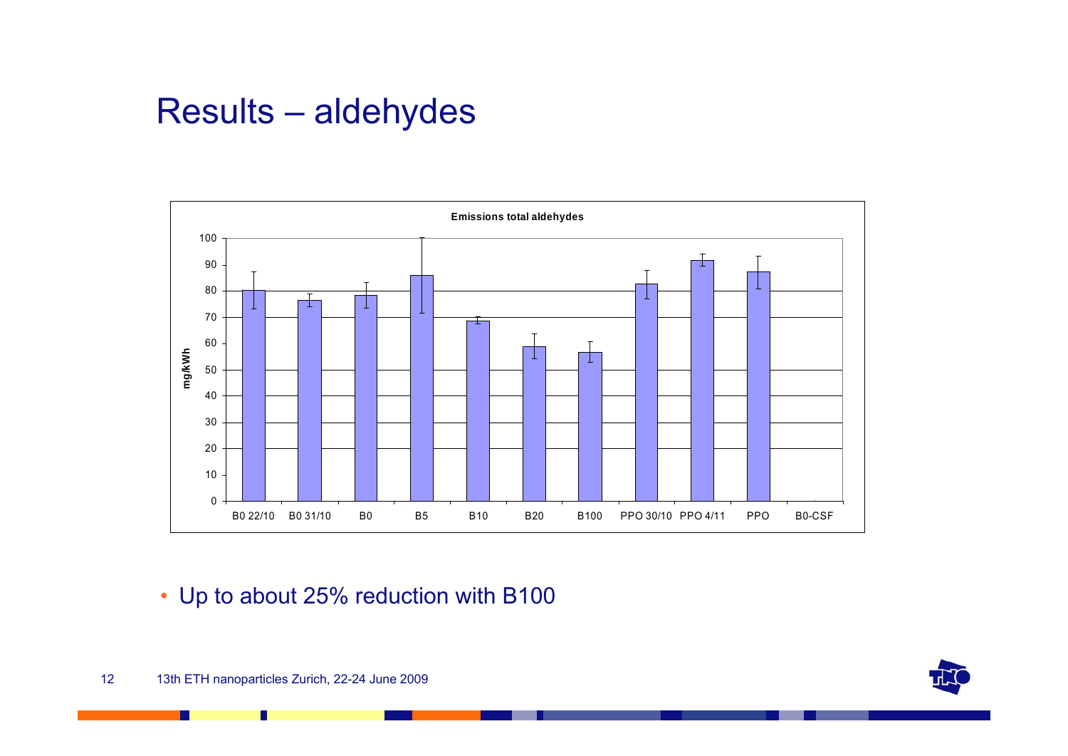# Results – aldehydes

**Emissions total aldehydes**

- Up to about 25% reduction with B100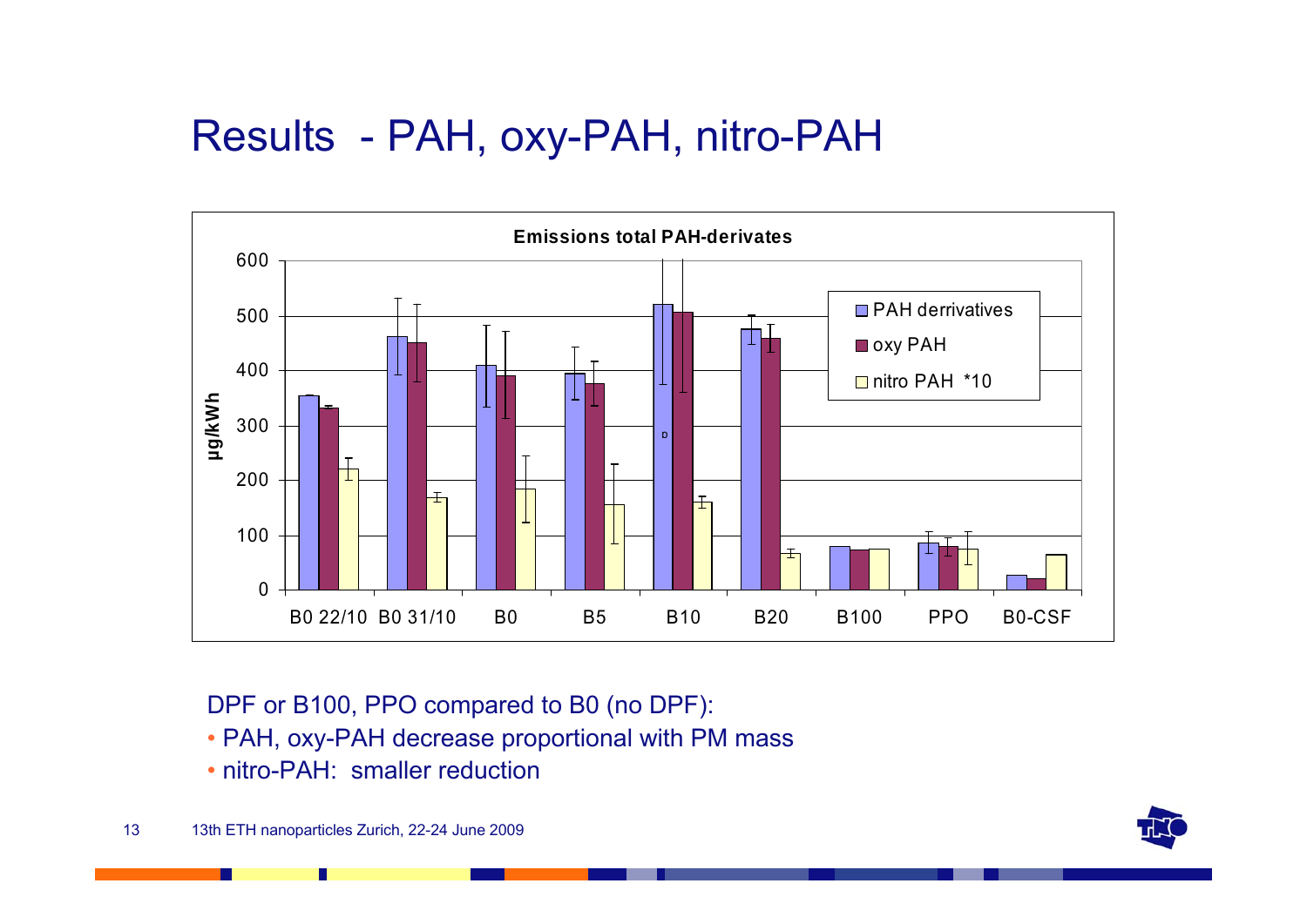# Results - PAH, oxy-PAH, nitro-PAH

DPF or B100, PPO compared to B0 (no DPF):

- PAH, oxy-PAH decrease proportional with PM mass
- nitro-PAH: smaller reduction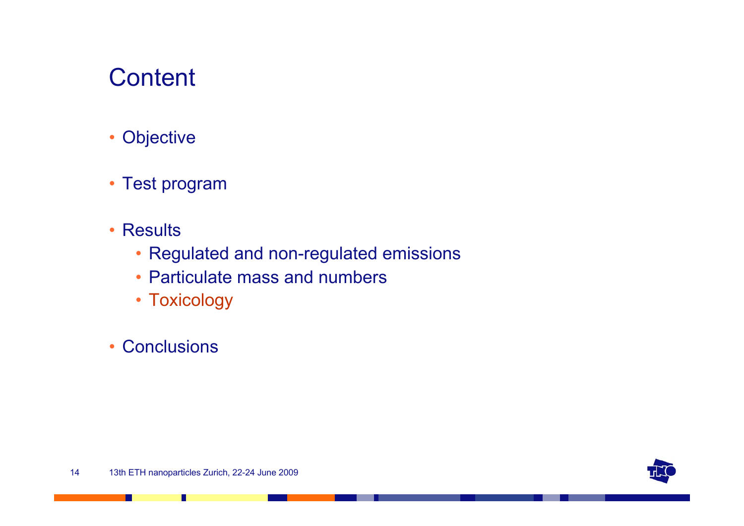# Content

- Objective
- Test program
- Results
  - Regulated and non-regulated emissions
  - Particulate mass and numbers
  - Toxicology
- Conclusions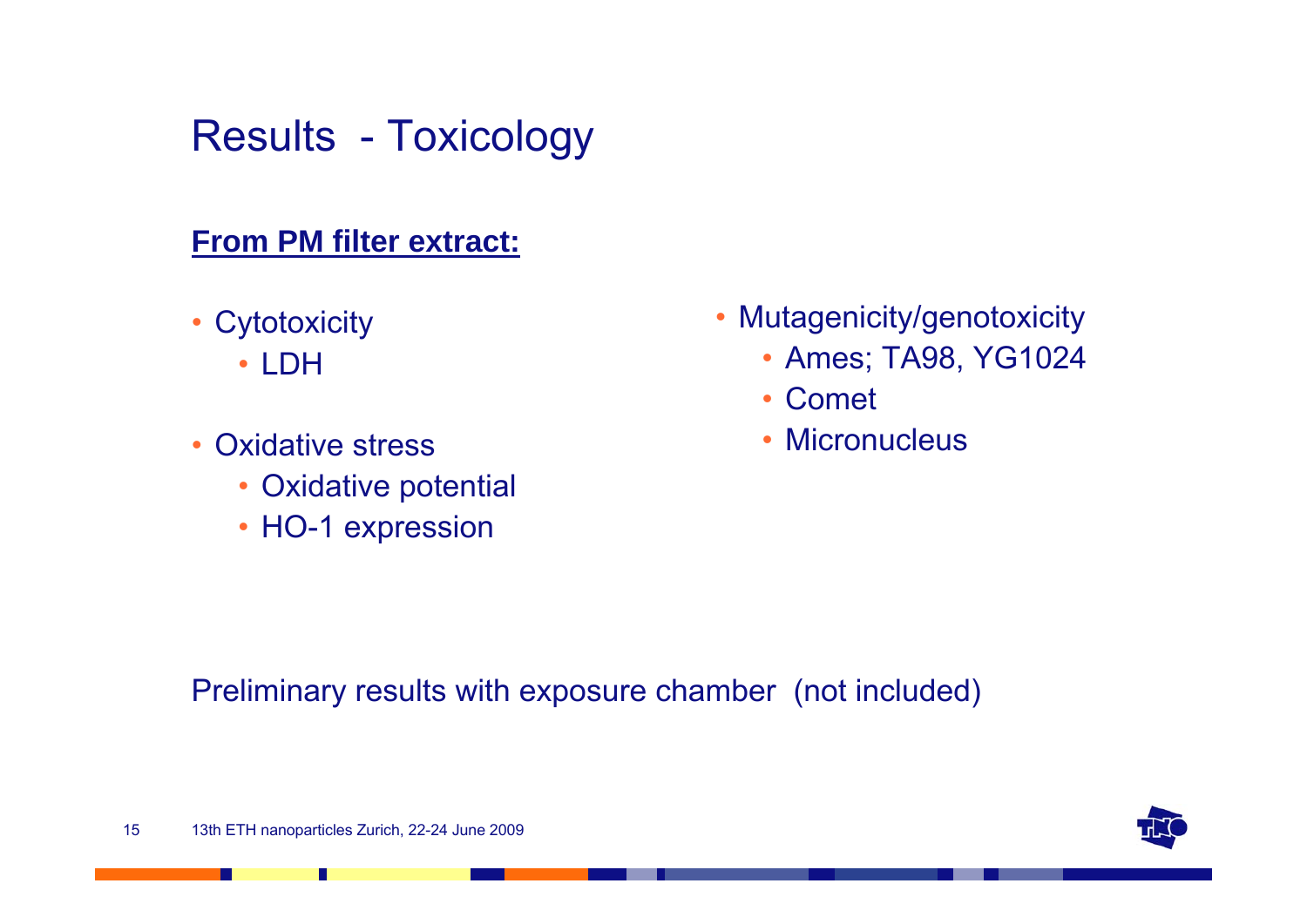# Results - Toxicology

**From PM filter extract:**

- Cytotoxicity
  - LDH
- Oxidative stress
  - Oxidative potential
  - HO-1 expression
- Mutagenicity/genotoxicity
  - Ames; TA98, YG1024
  - Comet
  - Micronucleus

Preliminary results with exposure chamber (not included)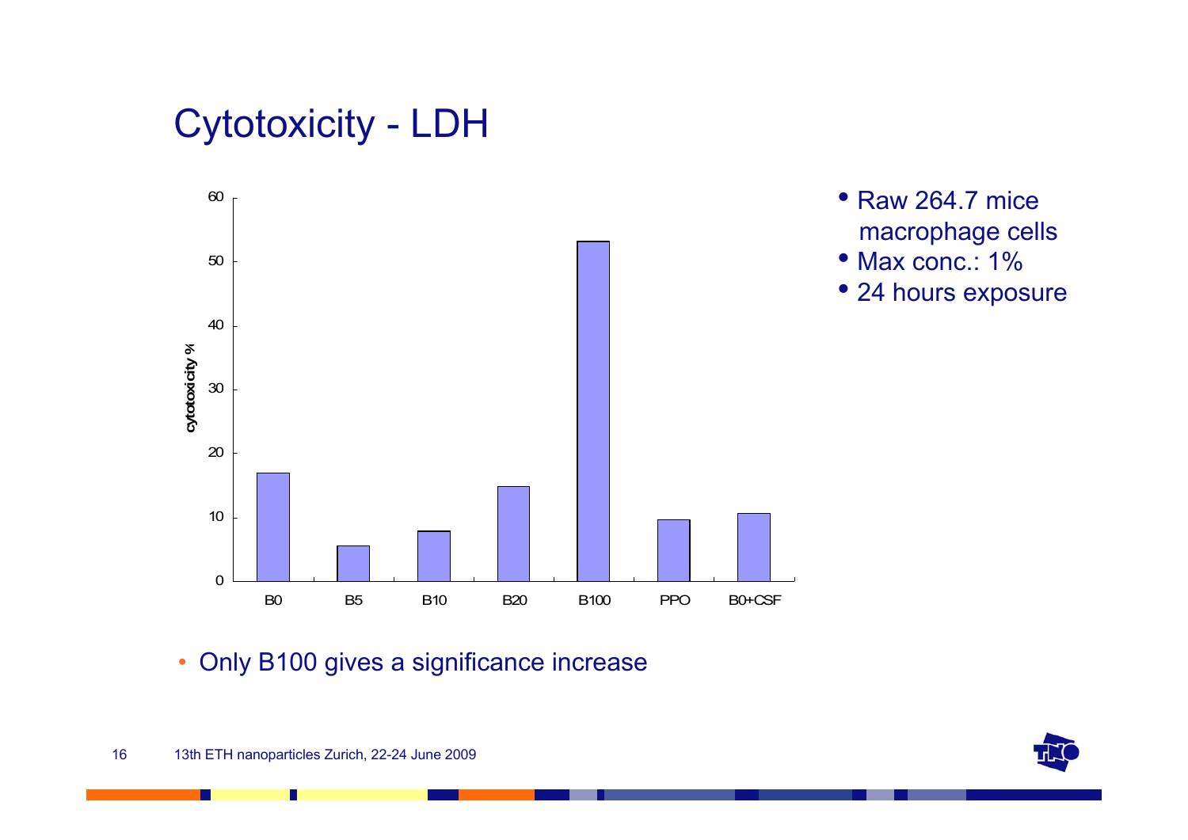# Cytotoxicity - LDH

- Raw 264.7 mice macrophage cells
- Max conc.: 1%
- 24 hours exposure

| | B0 | B5 | B10 | B20 | B100 | PPO | B0+CSF |
|---|---|---|---|---|---|---|---|
| cytotoxicity % | ~17 | ~5.5 | ~8 | ~15 | ~53 | ~9.5 | ~10.5 |

- Only B100 gives a significance increase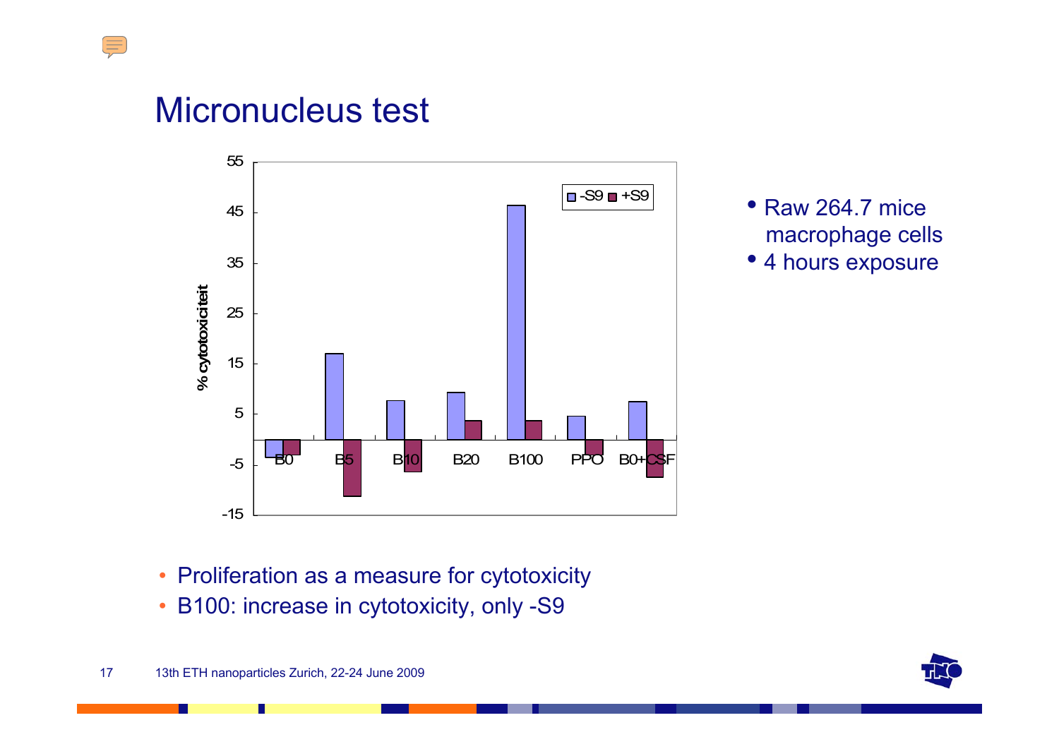# Micronucleus test

% cytotoxiciteit

| | B0 | B5 | B10 | B20 | B100 | PPO | B0+CSF |
|---|---|---|---|---|---|---|---|
| -S9 | | | | | | | |
| +S9 | | | | | | | |

- Raw 264.7 mice macrophage cells
- 4 hours exposure

- Proliferation as a measure for cytotoxicity
- B100: increase in cytotoxicity, only -S9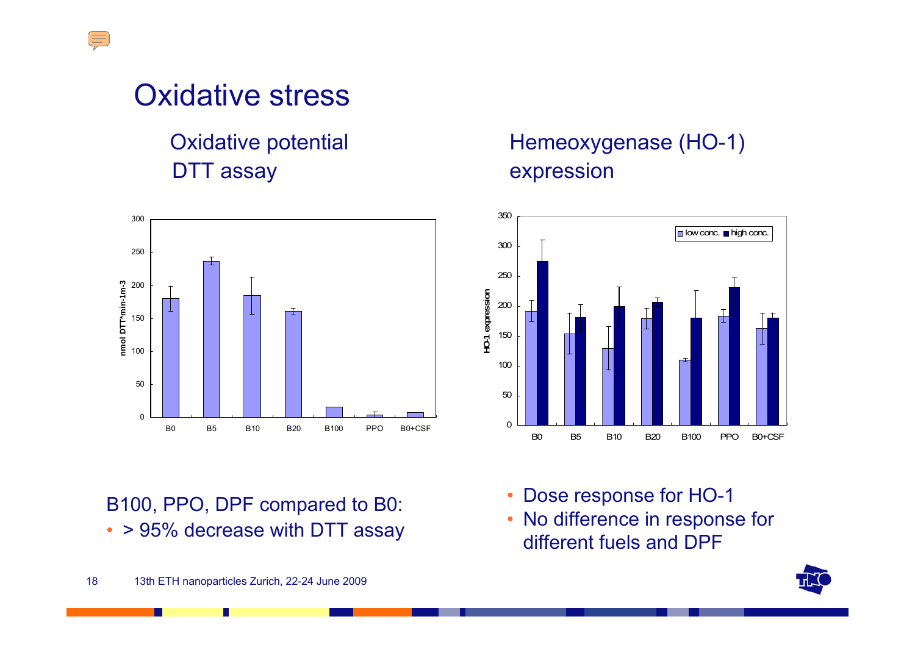# Oxidative stress

## Oxidative potential DTT assay

B100, PPO, DPF compared to B0:

- > 95% decrease with DTT assay

## Hemeoxygenase (HO-1) expression

- Dose response for HO-1
- No difference in response for different fuels and DPF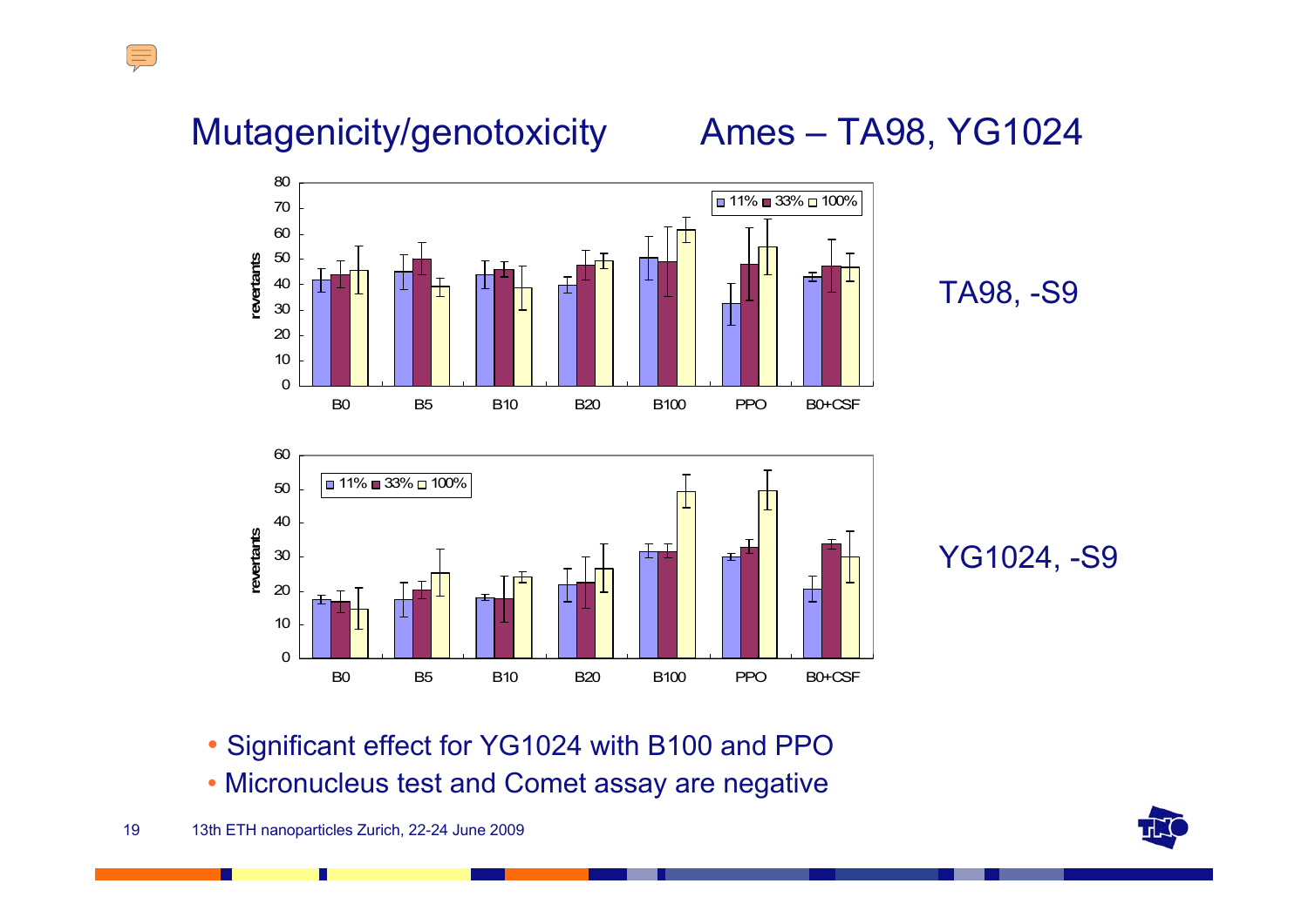# Mutagenicity/genotoxicity

## Ames – TA98, YG1024

TA98, -S9

YG1024, -S9

- Significant effect for YG1024 with B100 and PPO
- Micronucleus test and Comet assay are negative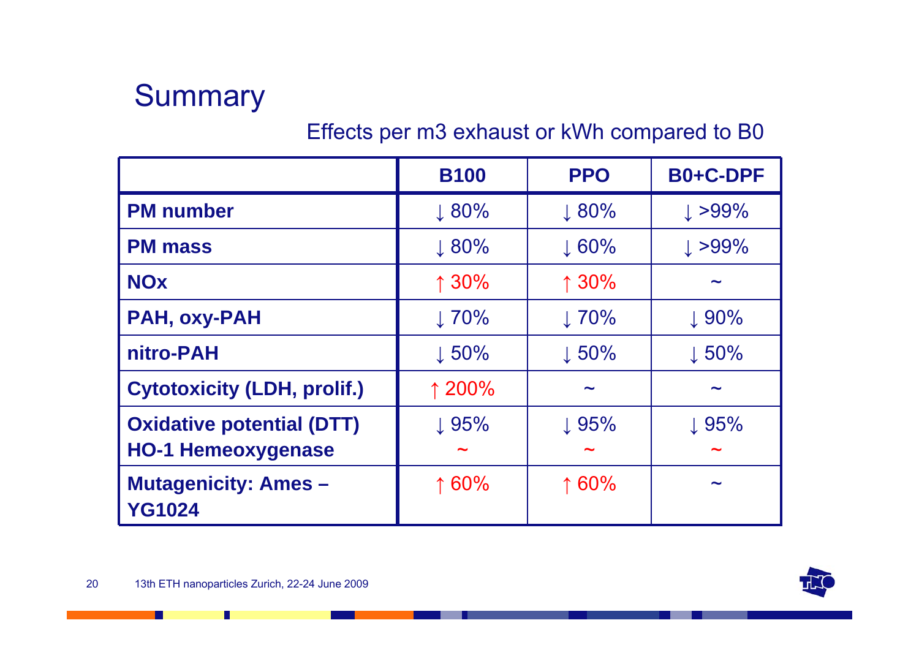# Summary

Effects per m3 exhaust or kWh compared to B0

| | B100 | PPO | B0+C-DPF |
|---|---|---|---|
| **PM number** | ↓ 80% | ↓ 80% | ↓ >99% |
| **PM mass** | ↓ 80% | ↓ 60% | ↓ >99% |
| **NOx** | ↑ 30% | ↑ 30% | ~ |
| **PAH, oxy-PAH** | ↓ 70% | ↓ 70% | ↓ 90% |
| **nitro-PAH** | ↓ 50% | ↓ 50% | ↓ 50% |
| **Cytotoxicity (LDH, prolif.)** | ↑ 200% | ~ | ~ |
| **Oxidative potential (DTT)** <br> **HO-1 Hemeoxygenase** | ↓ 95% <br> ~ | ↓ 95% <br> ~ | ↓ 95% <br> ~ |
| **Mutagenicity: Ames – YG1024** | ↑ 60% | ↑ 60% | ~ |

13th ETH nanoparticles Zurich, 22-24 June 2009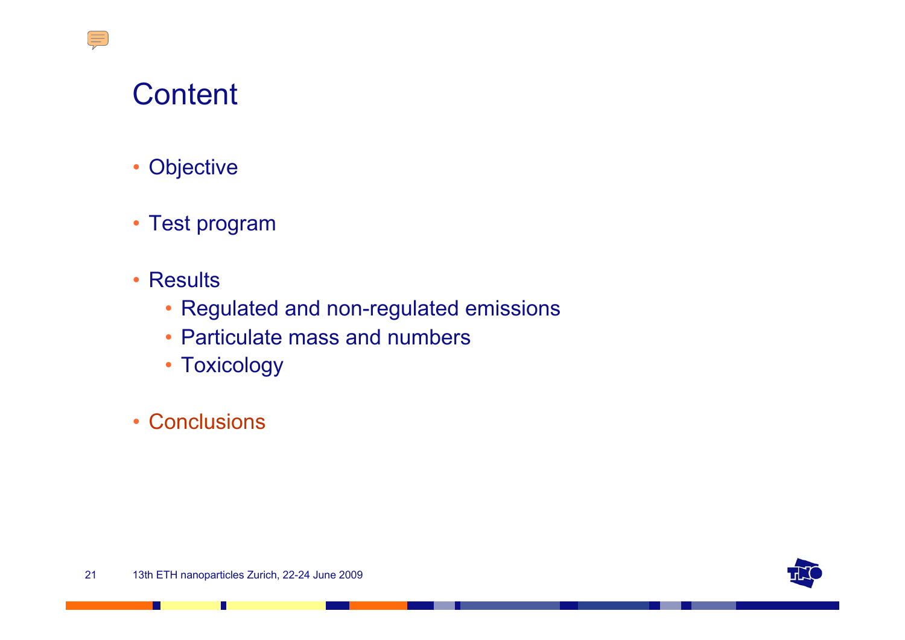# Content

- Objective
- Test program
- Results
  - Regulated and non-regulated emissions
  - Particulate mass and numbers
  - Toxicology
- Conclusions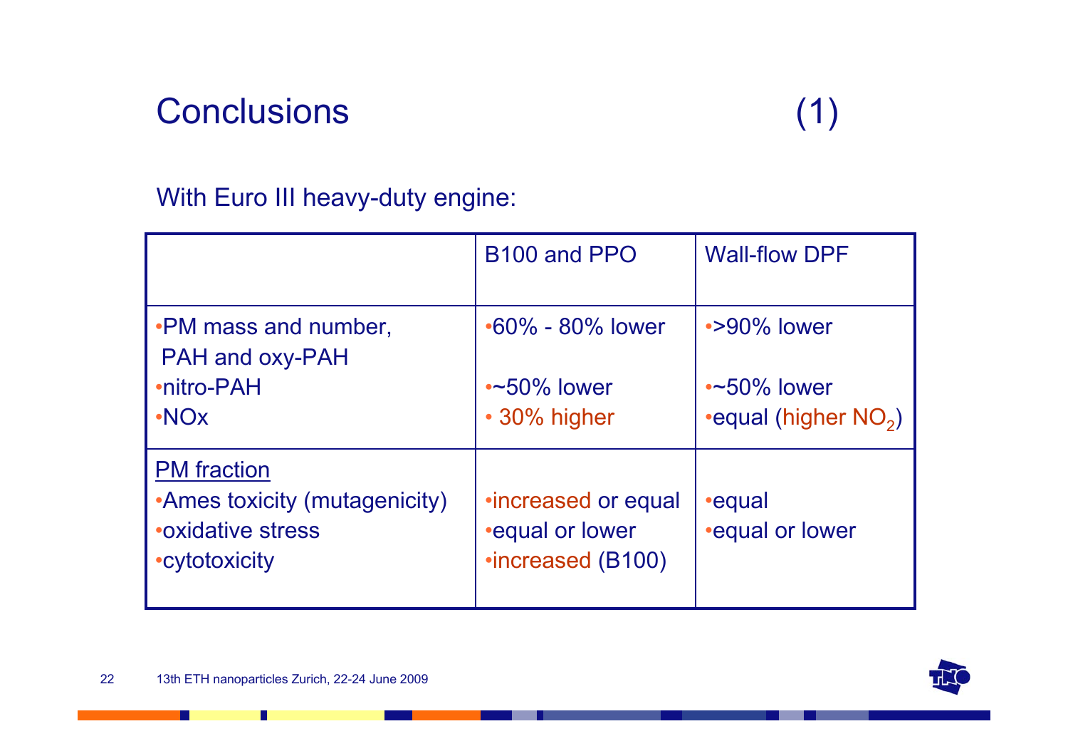# Conclusions (1)

With Euro III heavy-duty engine:

| | B100 and PPO | Wall-flow DPF |
|---|---|---|
| • PM mass and number, PAH and oxy-PAH<br>• nitro-PAH<br>• NOx | • 60% - 80% lower<br>• ~50% lower<br>• 30% higher | • >90% lower<br>• ~50% lower<br>• equal (higher $NO_2$) |
| PM fraction<br>• Ames toxicity (mutagenicity)<br>• oxidative stress<br>• cytotoxicity | • increased or equal<br>• equal or lower<br>• increased (B100) | • equal<br>• equal or lower |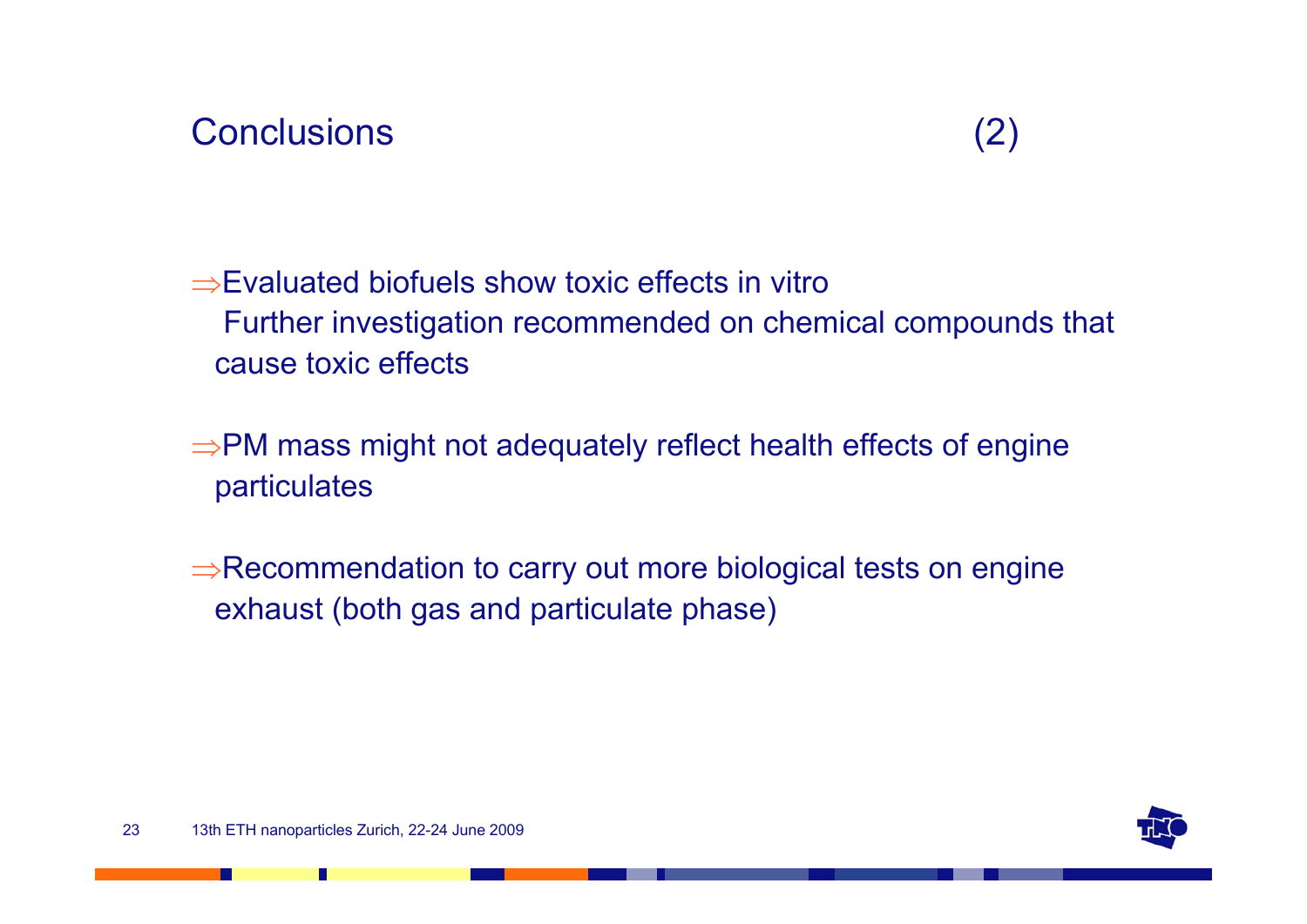# Conclusions (2)

⇒Evaluated biofuels show toxic effects in vitro
Further investigation recommended on chemical compounds that cause toxic effects

⇒PM mass might not adequately reflect health effects of engine particulates

⇒Recommendation to carry out more biological tests on engine exhaust (both gas and particulate phase)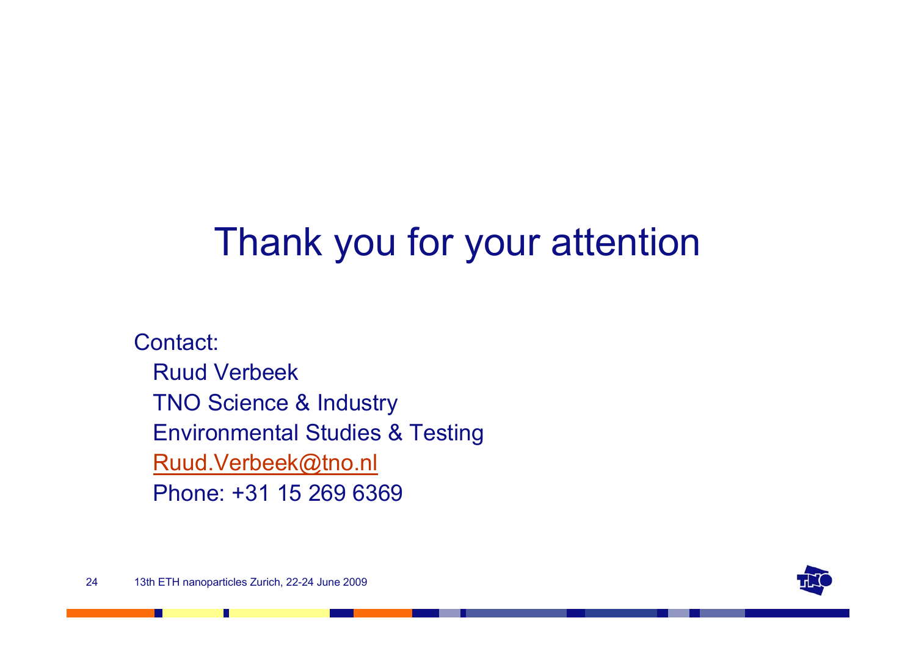# Thank you for your attention

Contact:

Ruud Verbeek
TNO Science & Industry
Environmental Studies & Testing
Ruud.Verbeek@tno.nl
Phone: +31 15 269 6369